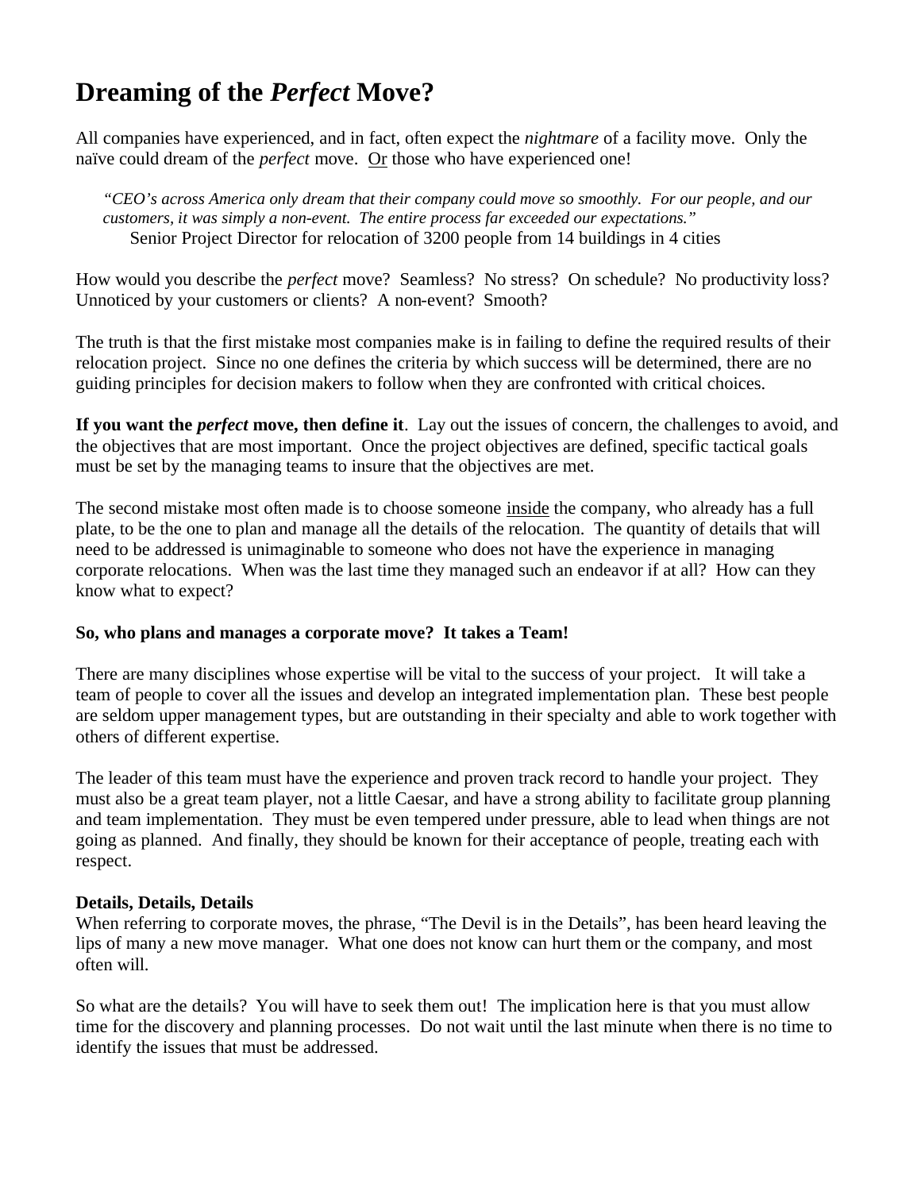# Dreaming of the *Perfect* Move?

All companies have experienced, and in fact, often expect the *nightmare* of a facility move. Only the naïve could dream of the *perfect* move. <u>Or</u> those who have experienced one!

> *"CEO's across America only dream that their company could move so smoothly. For our people, and our customers, it was simply a non-event. The entire process far exceeded our expectations."*
> Senior Project Director for relocation of 3200 people from 14 buildings in 4 cities

How would you describe the *perfect* move? Seamless? No stress? On schedule? No productivity loss? Unnoticed by your customers or clients? A non-event? Smooth?

The truth is that the first mistake most companies make is in failing to define the required results of their relocation project. Since no one defines the criteria by which success will be determined, there are no guiding principles for decision makers to follow when they are confronted with critical choices.

**If you want the *perfect* move, then define it**. Lay out the issues of concern, the challenges to avoid, and the objectives that are most important. Once the project objectives are defined, specific tactical goals must be set by the managing teams to insure that the objectives are met.

The second mistake most often made is to choose someone <u>inside</u> the company, who already has a full plate, to be the one to plan and manage all the details of the relocation. The quantity of details that will need to be addressed is unimaginable to someone who does not have the experience in managing corporate relocations. When was the last time they managed such an endeavor if at all? How can they know what to expect?

**So, who plans and manages a corporate move? It takes a Team!**

There are many disciplines whose expertise will be vital to the success of your project. It will take a team of people to cover all the issues and develop an integrated implementation plan. These best people are seldom upper management types, but are outstanding in their specialty and able to work together with others of different expertise.

The leader of this team must have the experience and proven track record to handle your project. They must also be a great team player, not a little Caesar, and have a strong ability to facilitate group planning and team implementation. They must be even tempered under pressure, able to lead when things are not going as planned. And finally, they should be known for their acceptance of people, treating each with respect.

**Details, Details, Details**

When referring to corporate moves, the phrase, "The Devil is in the Details", has been heard leaving the lips of many a new move manager. What one does not know can hurt them or the company, and most often will.

So what are the details? You will have to seek them out! The implication here is that you must allow time for the discovery and planning processes. Do not wait until the last minute when there is no time to identify the issues that must be addressed.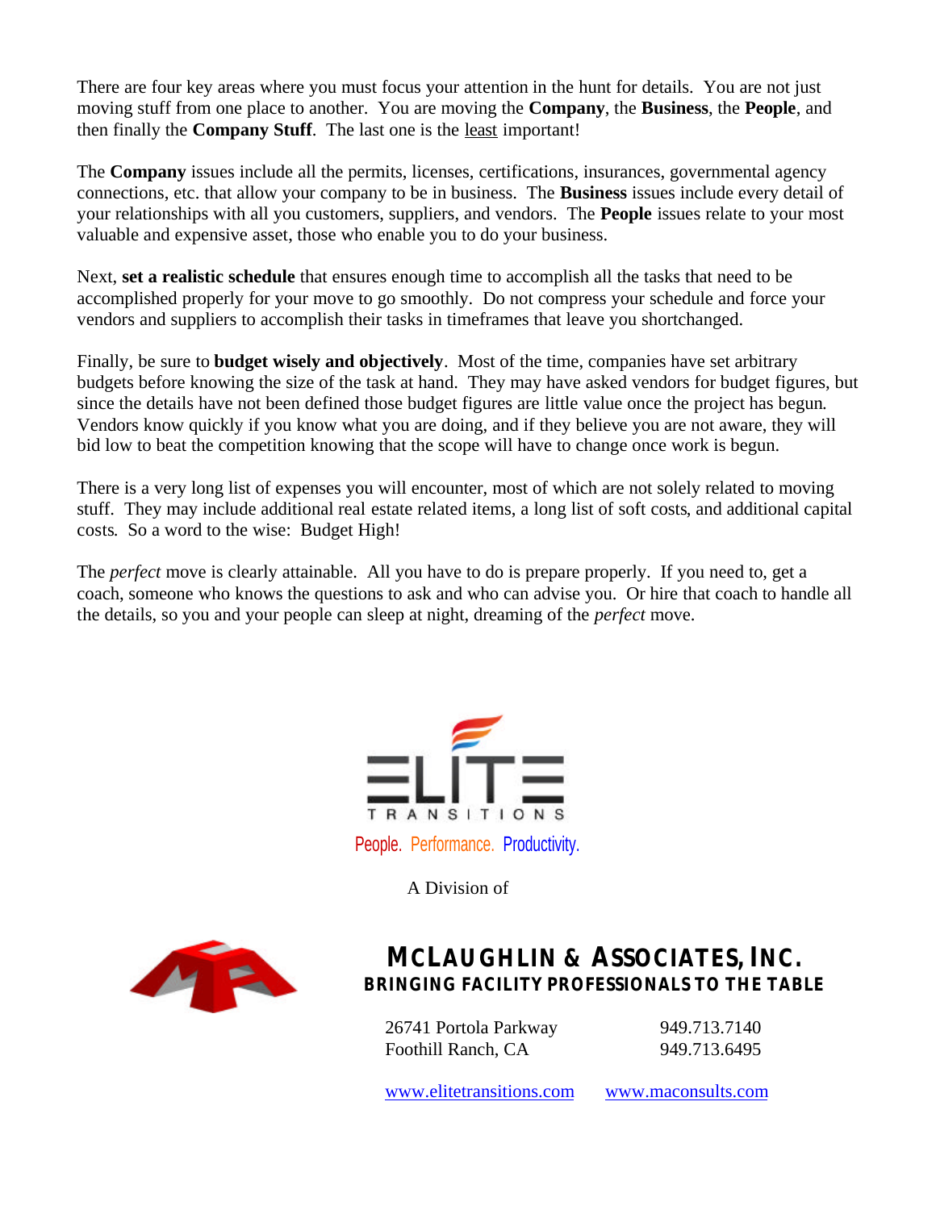There are four key areas where you must focus your attention in the hunt for details. You are not just moving stuff from one place to another. You are moving the **Company**, the **Business**, the **People**, and then finally the **Company Stuff**. The last one is the <u>least</u> important!

The **Company** issues include all the permits, licenses, certifications, insurances, governmental agency connections, etc. that allow your company to be in business. The **Business** issues include every detail of your relationships with all you customers, suppliers, and vendors. The **People** issues relate to your most valuable and expensive asset, those who enable you to do your business.

Next, **set a realistic schedule** that ensures enough time to accomplish all the tasks that need to be accomplished properly for your move to go smoothly. Do not compress your schedule and force your vendors and suppliers to accomplish their tasks in timeframes that leave you shortchanged.

Finally, be sure to **budget wisely and objectively**. Most of the time, companies have set arbitrary budgets before knowing the size of the task at hand. They may have asked vendors for budget figures, but since the details have not been defined those budget figures are little value once the project has begun. Vendors know quickly if you know what you are doing, and if they believe you are not aware, they will bid low to beat the competition knowing that the scope will have to change once work is begun.

There is a very long list of expenses you will encounter, most of which are not solely related to moving stuff. They may include additional real estate related items, a long list of soft costs, and additional capital costs. So a word to the wise: Budget High!

The *perfect* move is clearly attainable. All you have to do is prepare properly. If you need to, get a coach, someone who knows the questions to ask and who can advise you. Or hire that coach to handle all the details, so you and your people can sleep at night, dreaming of the *perfect* move.

ELITE TRANSITIONS

People. Performance. Productivity.

A Division of

**MCLAUGHLIN & ASSOCIATES, INC.**

**BRINGING FACILITY PROFESSIONALS TO THE TABLE**

26741 Portola Parkway
Foothill Ranch, CA

949.713.7140
949.713.6495

www.elitetransitions.com www.maconsults.com